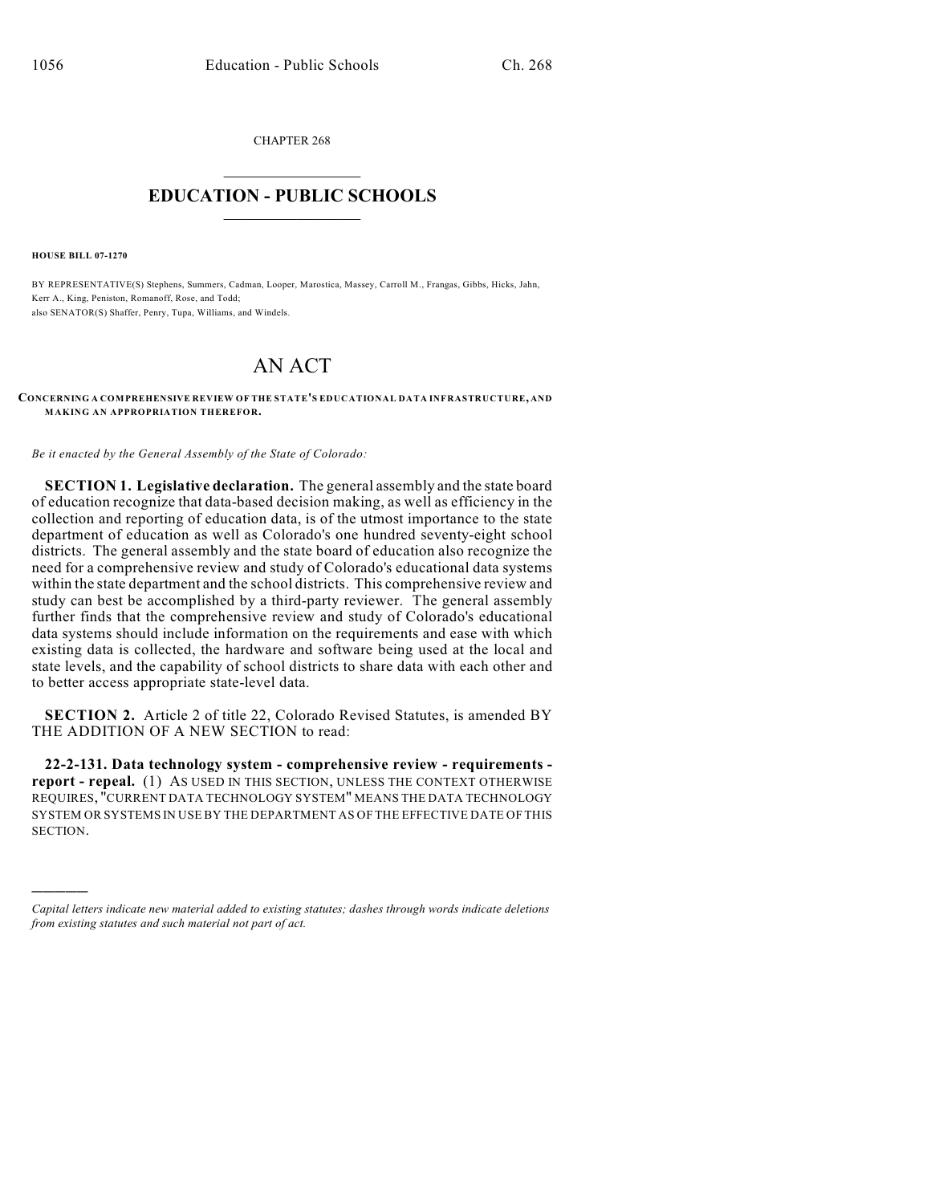CHAPTER 268

# EDUCATION - PUBLIC SCHOOLS

**HOUSE BILL 07-1270**

BY REPRESENTATIVE(S) Stephens, Summers, Cadman, Looper, Marostica, Massey, Carroll M., Frangas, Gibbs, Hicks, Jahn, Kerr A., King, Peniston, Romanoff, Rose, and Todd;
also SENATOR(S) Shaffer, Penry, Tupa, Williams, and Windels.

# AN ACT

**CONCERNING A COMPREHENSIVE REVIEW OF THE STATE'S EDUCATIONAL DATA INFRASTRUCTURE, AND MAKING AN APPROPRIATION THEREFOR.**

*Be it enacted by the General Assembly of the State of Colorado:*

**SECTION 1. Legislative declaration.** The general assembly and the state board of education recognize that data-based decision making, as well as efficiency in the collection and reporting of education data, is of the utmost importance to the state department of education as well as Colorado's one hundred seventy-eight school districts. The general assembly and the state board of education also recognize the need for a comprehensive review and study of Colorado's educational data systems within the state department and the school districts. This comprehensive review and study can best be accomplished by a third-party reviewer. The general assembly further finds that the comprehensive review and study of Colorado's educational data systems should include information on the requirements and ease with which existing data is collected, the hardware and software being used at the local and state levels, and the capability of school districts to share data with each other and to better access appropriate state-level data.

**SECTION 2.** Article 2 of title 22, Colorado Revised Statutes, is amended BY THE ADDITION OF A NEW SECTION to read:

**22-2-131. Data technology system - comprehensive review - requirements - report - repeal.** (1) AS USED IN THIS SECTION, UNLESS THE CONTEXT OTHERWISE REQUIRES, "CURRENT DATA TECHNOLOGY SYSTEM" MEANS THE DATA TECHNOLOGY SYSTEM OR SYSTEMS IN USE BY THE DEPARTMENT AS OF THE EFFECTIVE DATE OF THIS SECTION.

*Capital letters indicate new material added to existing statutes; dashes through words indicate deletions from existing statutes and such material not part of act.*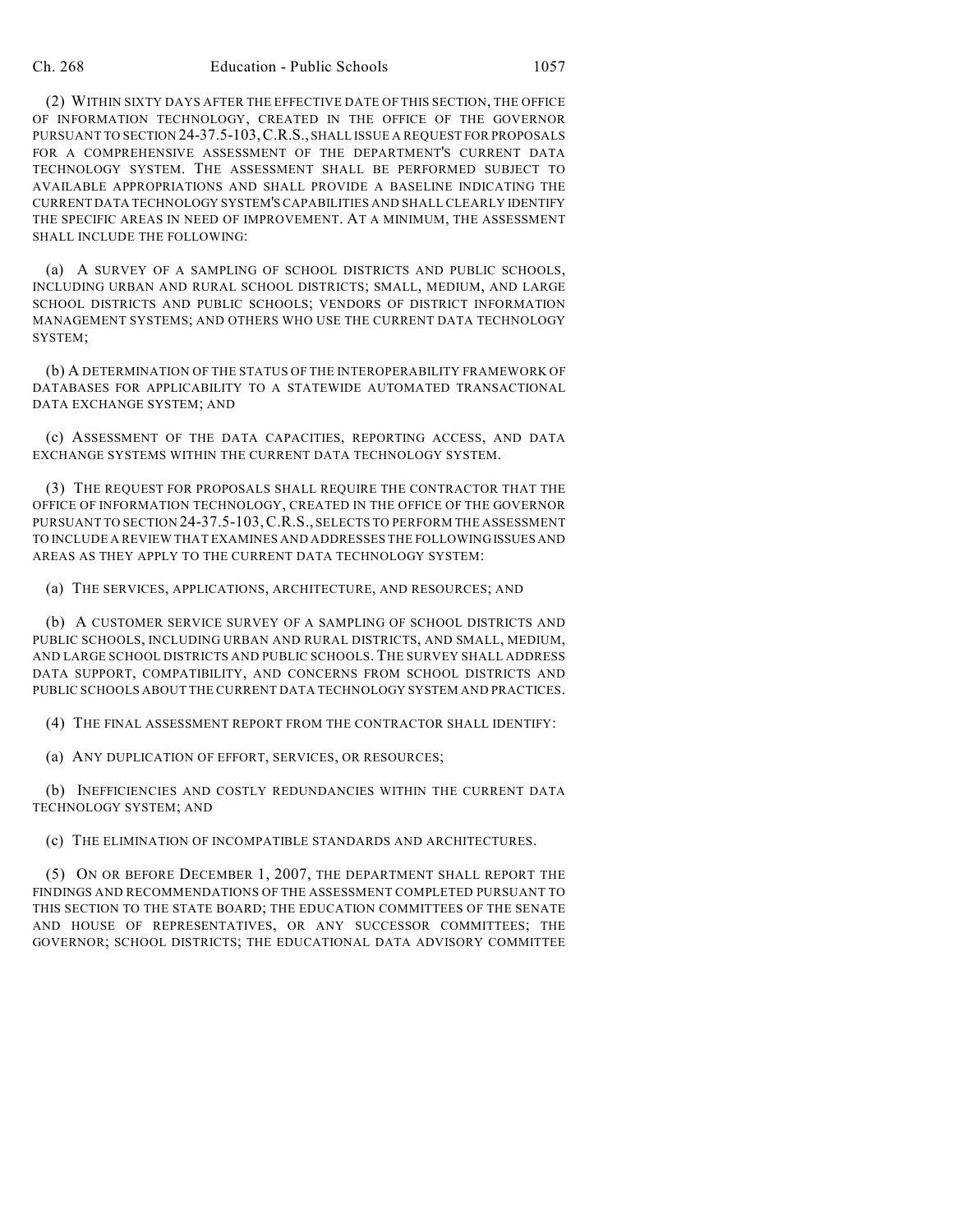(2) WITHIN SIXTY DAYS AFTER THE EFFECTIVE DATE OF THIS SECTION, THE OFFICE OF INFORMATION TECHNOLOGY, CREATED IN THE OFFICE OF THE GOVERNOR PURSUANT TO SECTION 24-37.5-103, C.R.S., SHALL ISSUE A REQUEST FOR PROPOSALS FOR A COMPREHENSIVE ASSESSMENT OF THE DEPARTMENT'S CURRENT DATA TECHNOLOGY SYSTEM. THE ASSESSMENT SHALL BE PERFORMED SUBJECT TO AVAILABLE APPROPRIATIONS AND SHALL PROVIDE A BASELINE INDICATING THE CURRENT DATA TECHNOLOGY SYSTEM'S CAPABILITIES AND SHALL CLEARLY IDENTIFY THE SPECIFIC AREAS IN NEED OF IMPROVEMENT. AT A MINIMUM, THE ASSESSMENT SHALL INCLUDE THE FOLLOWING:

(a) A SURVEY OF A SAMPLING OF SCHOOL DISTRICTS AND PUBLIC SCHOOLS, INCLUDING URBAN AND RURAL SCHOOL DISTRICTS; SMALL, MEDIUM, AND LARGE SCHOOL DISTRICTS AND PUBLIC SCHOOLS; VENDORS OF DISTRICT INFORMATION MANAGEMENT SYSTEMS; AND OTHERS WHO USE THE CURRENT DATA TECHNOLOGY SYSTEM;

(b) A DETERMINATION OF THE STATUS OF THE INTEROPERABILITY FRAMEWORK OF DATABASES FOR APPLICABILITY TO A STATEWIDE AUTOMATED TRANSACTIONAL DATA EXCHANGE SYSTEM; AND

(c) ASSESSMENT OF THE DATA CAPACITIES, REPORTING ACCESS, AND DATA EXCHANGE SYSTEMS WITHIN THE CURRENT DATA TECHNOLOGY SYSTEM.

(3) THE REQUEST FOR PROPOSALS SHALL REQUIRE THE CONTRACTOR THAT THE OFFICE OF INFORMATION TECHNOLOGY, CREATED IN THE OFFICE OF THE GOVERNOR PURSUANT TO SECTION 24-37.5-103, C.R.S., SELECTS TO PERFORM THE ASSESSMENT TO INCLUDE A REVIEW THAT EXAMINES AND ADDRESSES THE FOLLOWING ISSUES AND AREAS AS THEY APPLY TO THE CURRENT DATA TECHNOLOGY SYSTEM:

(a) THE SERVICES, APPLICATIONS, ARCHITECTURE, AND RESOURCES; AND

(b) A CUSTOMER SERVICE SURVEY OF A SAMPLING OF SCHOOL DISTRICTS AND PUBLIC SCHOOLS, INCLUDING URBAN AND RURAL DISTRICTS, AND SMALL, MEDIUM, AND LARGE SCHOOL DISTRICTS AND PUBLIC SCHOOLS. THE SURVEY SHALL ADDRESS DATA SUPPORT, COMPATIBILITY, AND CONCERNS FROM SCHOOL DISTRICTS AND PUBLIC SCHOOLS ABOUT THE CURRENT DATA TECHNOLOGY SYSTEM AND PRACTICES.

(4) THE FINAL ASSESSMENT REPORT FROM THE CONTRACTOR SHALL IDENTIFY:

(a) ANY DUPLICATION OF EFFORT, SERVICES, OR RESOURCES;

(b) INEFFICIENCIES AND COSTLY REDUNDANCIES WITHIN THE CURRENT DATA TECHNOLOGY SYSTEM; AND

(c) THE ELIMINATION OF INCOMPATIBLE STANDARDS AND ARCHITECTURES.

(5) ON OR BEFORE DECEMBER 1, 2007, THE DEPARTMENT SHALL REPORT THE FINDINGS AND RECOMMENDATIONS OF THE ASSESSMENT COMPLETED PURSUANT TO THIS SECTION TO THE STATE BOARD; THE EDUCATION COMMITTEES OF THE SENATE AND HOUSE OF REPRESENTATIVES, OR ANY SUCCESSOR COMMITTEES; THE GOVERNOR; SCHOOL DISTRICTS; THE EDUCATIONAL DATA ADVISORY COMMITTEE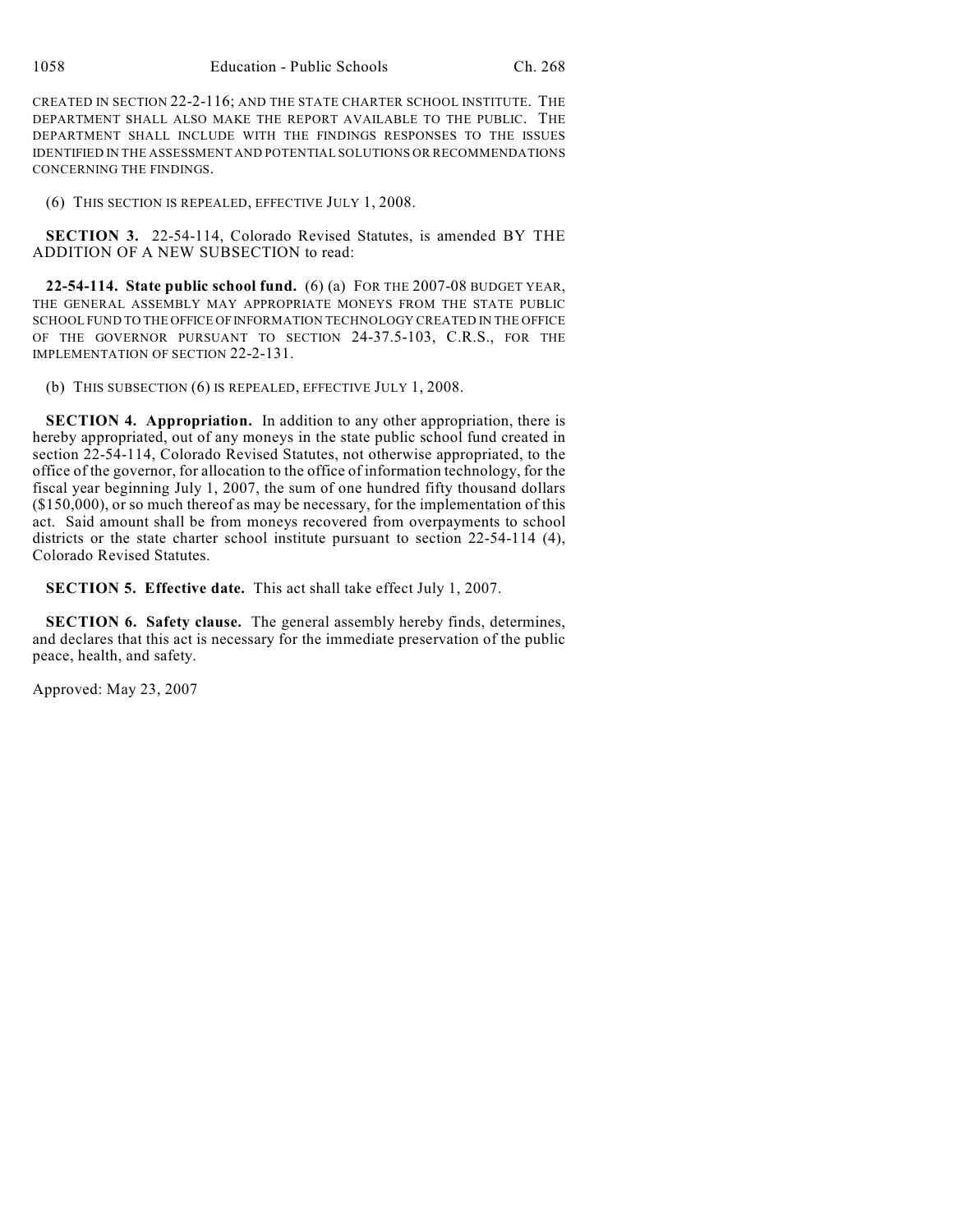CREATED IN SECTION 22-2-116; AND THE STATE CHARTER SCHOOL INSTITUTE. THE DEPARTMENT SHALL ALSO MAKE THE REPORT AVAILABLE TO THE PUBLIC. THE DEPARTMENT SHALL INCLUDE WITH THE FINDINGS RESPONSES TO THE ISSUES IDENTIFIED IN THE ASSESSMENT AND POTENTIAL SOLUTIONS OR RECOMMENDATIONS CONCERNING THE FINDINGS.

(6) THIS SECTION IS REPEALED, EFFECTIVE JULY 1, 2008.

**SECTION 3.** 22-54-114, Colorado Revised Statutes, is amended BY THE ADDITION OF A NEW SUBSECTION to read:

**22-54-114. State public school fund.** (6) (a) FOR THE 2007-08 BUDGET YEAR, THE GENERAL ASSEMBLY MAY APPROPRIATE MONEYS FROM THE STATE PUBLIC SCHOOL FUND TO THE OFFICE OF INFORMATION TECHNOLOGY CREATED IN THE OFFICE OF THE GOVERNOR PURSUANT TO SECTION 24-37.5-103, C.R.S., FOR THE IMPLEMENTATION OF SECTION 22-2-131.

(b) THIS SUBSECTION (6) IS REPEALED, EFFECTIVE JULY 1, 2008.

**SECTION 4. Appropriation.** In addition to any other appropriation, there is hereby appropriated, out of any moneys in the state public school fund created in section 22-54-114, Colorado Revised Statutes, not otherwise appropriated, to the office of the governor, for allocation to the office of information technology, for the fiscal year beginning July 1, 2007, the sum of one hundred fifty thousand dollars ($150,000), or so much thereof as may be necessary, for the implementation of this act. Said amount shall be from moneys recovered from overpayments to school districts or the state charter school institute pursuant to section 22-54-114 (4), Colorado Revised Statutes.

**SECTION 5. Effective date.** This act shall take effect July 1, 2007.

**SECTION 6. Safety clause.** The general assembly hereby finds, determines, and declares that this act is necessary for the immediate preservation of the public peace, health, and safety.

Approved: May 23, 2007